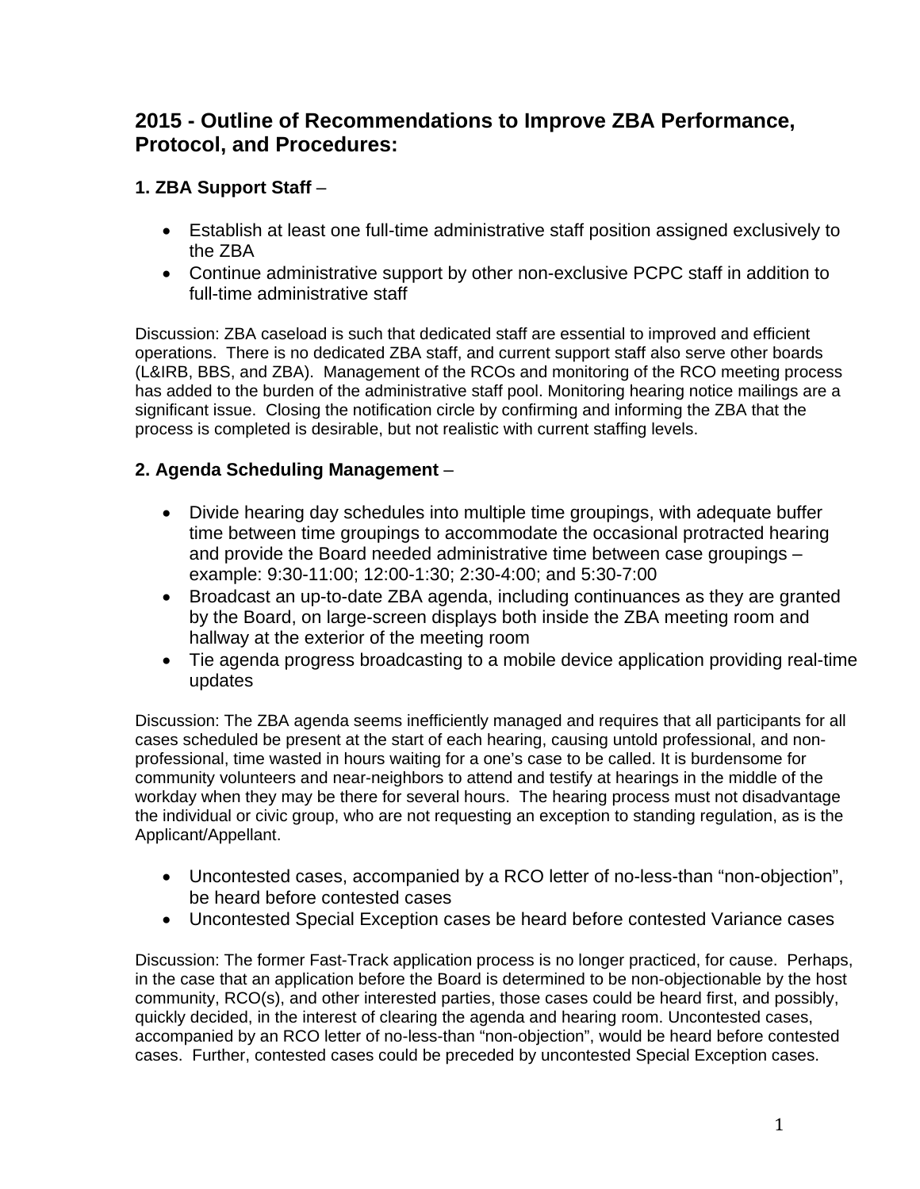## 2015 - Outline of Recommendations to Improve ZBA Performance, Protocol, and Procedures:

### 1. ZBA Support Staff –

- Establish at least one full-time administrative staff position assigned exclusively to the ZBA
- Continue administrative support by other non-exclusive PCPC staff in addition to full-time administrative staff

Discussion: ZBA caseload is such that dedicated staff are essential to improved and efficient operations. There is no dedicated ZBA staff, and current support staff also serve other boards (L&IRB, BBS, and ZBA). Management of the RCOs and monitoring of the RCO meeting process has added to the burden of the administrative staff pool. Monitoring hearing notice mailings are a significant issue. Closing the notification circle by confirming and informing the ZBA that the process is completed is desirable, but not realistic with current staffing levels.

### 2. Agenda Scheduling Management –

- Divide hearing day schedules into multiple time groupings, with adequate buffer time between time groupings to accommodate the occasional protracted hearing and provide the Board needed administrative time between case groupings – example: 9:30-11:00; 12:00-1:30; 2:30-4:00; and 5:30-7:00
- Broadcast an up-to-date ZBA agenda, including continuances as they are granted by the Board, on large-screen displays both inside the ZBA meeting room and hallway at the exterior of the meeting room
- Tie agenda progress broadcasting to a mobile device application providing real-time updates

Discussion: The ZBA agenda seems inefficiently managed and requires that all participants for all cases scheduled be present at the start of each hearing, causing untold professional, and non-professional, time wasted in hours waiting for a one's case to be called. It is burdensome for community volunteers and near-neighbors to attend and testify at hearings in the middle of the workday when they may be there for several hours. The hearing process must not disadvantage the individual or civic group, who are not requesting an exception to standing regulation, as is the Applicant/Appellant.

- Uncontested cases, accompanied by a RCO letter of no-less-than "non-objection", be heard before contested cases
- Uncontested Special Exception cases be heard before contested Variance cases

Discussion: The former Fast-Track application process is no longer practiced, for cause. Perhaps, in the case that an application before the Board is determined to be non-objectionable by the host community, RCO(s), and other interested parties, those cases could be heard first, and possibly, quickly decided, in the interest of clearing the agenda and hearing room. Uncontested cases, accompanied by an RCO letter of no-less-than "non-objection", would be heard before contested cases. Further, contested cases could be preceded by uncontested Special Exception cases.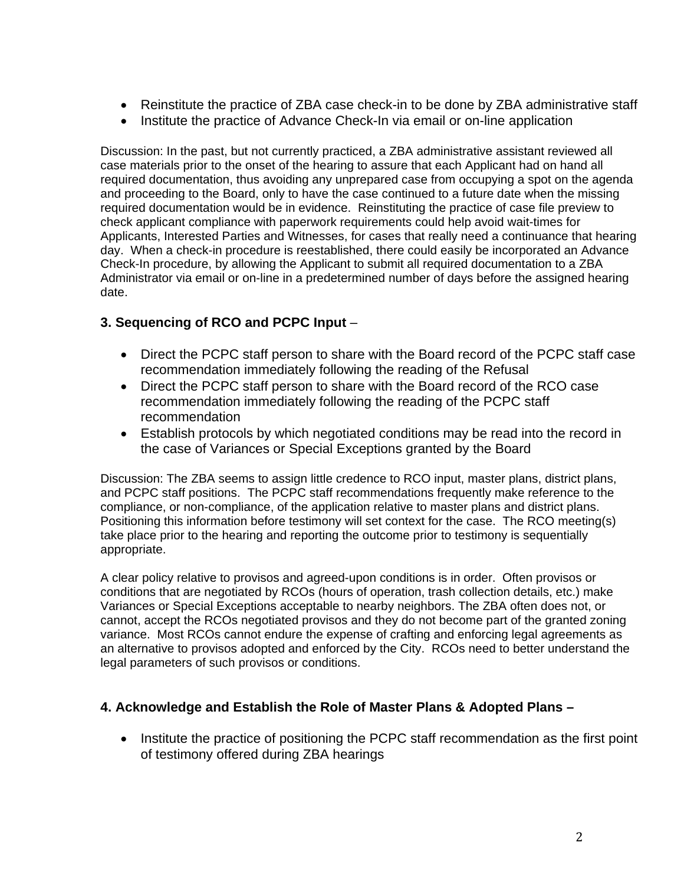- Reinstitute the practice of ZBA case check-in to be done by ZBA administrative staff
- Institute the practice of Advance Check-In via email or on-line application

Discussion: In the past, but not currently practiced, a ZBA administrative assistant reviewed all case materials prior to the onset of the hearing to assure that each Applicant had on hand all required documentation, thus avoiding any unprepared case from occupying a spot on the agenda and proceeding to the Board, only to have the case continued to a future date when the missing required documentation would be in evidence. Reinstituting the practice of case file preview to check applicant compliance with paperwork requirements could help avoid wait-times for Applicants, Interested Parties and Witnesses, for cases that really need a continuance that hearing day. When a check-in procedure is reestablished, there could easily be incorporated an Advance Check-In procedure, by allowing the Applicant to submit all required documentation to a ZBA Administrator via email or on-line in a predetermined number of days before the assigned hearing date.

### 3. Sequencing of RCO and PCPC Input –

- Direct the PCPC staff person to share with the Board record of the PCPC staff case recommendation immediately following the reading of the Refusal
- Direct the PCPC staff person to share with the Board record of the RCO case recommendation immediately following the reading of the PCPC staff recommendation
- Establish protocols by which negotiated conditions may be read into the record in the case of Variances or Special Exceptions granted by the Board

Discussion: The ZBA seems to assign little credence to RCO input, master plans, district plans, and PCPC staff positions. The PCPC staff recommendations frequently make reference to the compliance, or non-compliance, of the application relative to master plans and district plans. Positioning this information before testimony will set context for the case. The RCO meeting(s) take place prior to the hearing and reporting the outcome prior to testimony is sequentially appropriate.

A clear policy relative to provisos and agreed-upon conditions is in order. Often provisos or conditions that are negotiated by RCOs (hours of operation, trash collection details, etc.) make Variances or Special Exceptions acceptable to nearby neighbors. The ZBA often does not, or cannot, accept the RCOs negotiated provisos and they do not become part of the granted zoning variance. Most RCOs cannot endure the expense of crafting and enforcing legal agreements as an alternative to provisos adopted and enforced by the City. RCOs need to better understand the legal parameters of such provisos or conditions.

### 4. Acknowledge and Establish the Role of Master Plans & Adopted Plans –

- Institute the practice of positioning the PCPC staff recommendation as the first point of testimony offered during ZBA hearings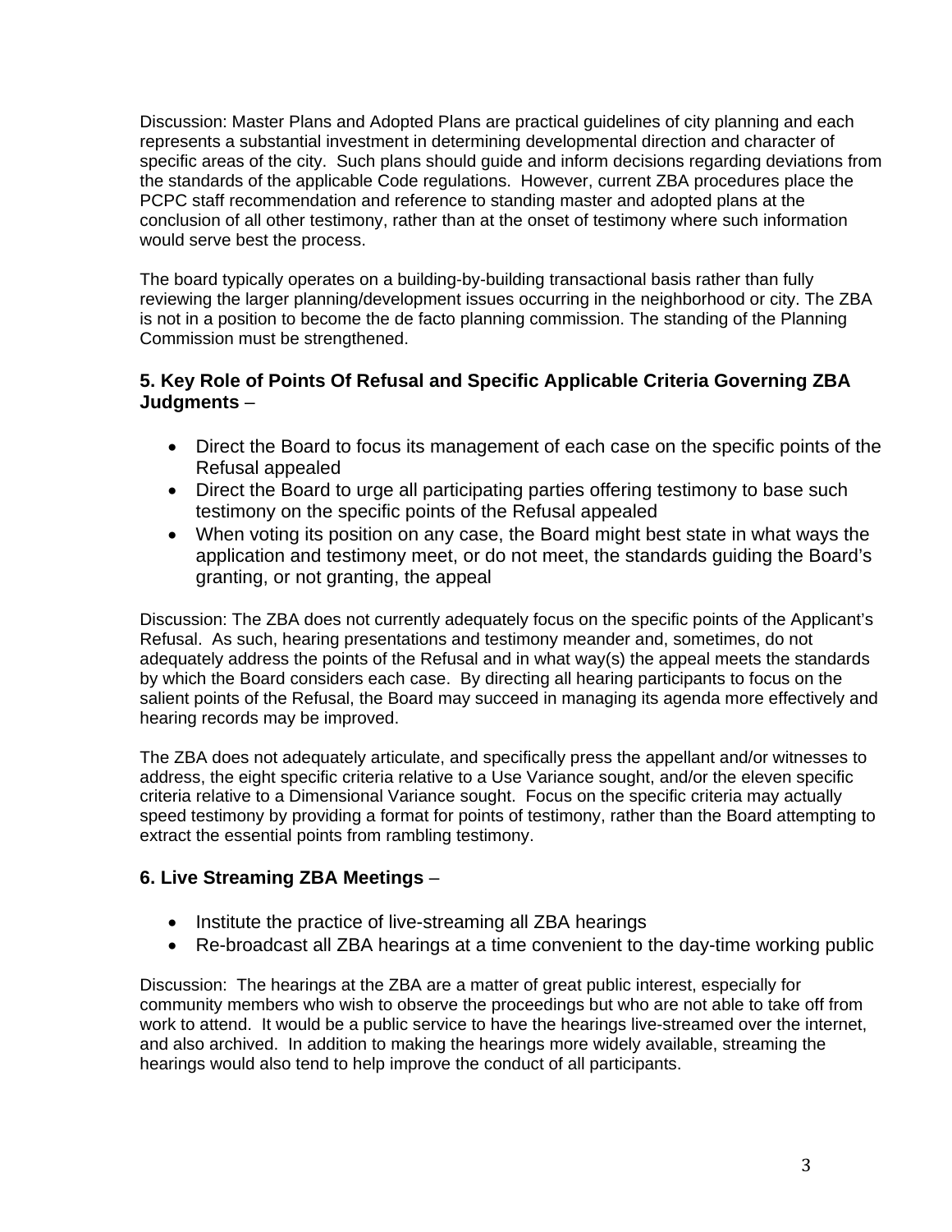Discussion: Master Plans and Adopted Plans are practical guidelines of city planning and each represents a substantial investment in determining developmental direction and character of specific areas of the city. Such plans should guide and inform decisions regarding deviations from the standards of the applicable Code regulations. However, current ZBA procedures place the PCPC staff recommendation and reference to standing master and adopted plans at the conclusion of all other testimony, rather than at the onset of testimony where such information would serve best the process.

The board typically operates on a building-by-building transactional basis rather than fully reviewing the larger planning/development issues occurring in the neighborhood or city. The ZBA is not in a position to become the de facto planning commission. The standing of the Planning Commission must be strengthened.

### 5. Key Role of Points Of Refusal and Specific Applicable Criteria Governing ZBA Judgments –

- Direct the Board to focus its management of each case on the specific points of the Refusal appealed
- Direct the Board to urge all participating parties offering testimony to base such testimony on the specific points of the Refusal appealed
- When voting its position on any case, the Board might best state in what ways the application and testimony meet, or do not meet, the standards guiding the Board's granting, or not granting, the appeal

Discussion: The ZBA does not currently adequately focus on the specific points of the Applicant's Refusal. As such, hearing presentations and testimony meander and, sometimes, do not adequately address the points of the Refusal and in what way(s) the appeal meets the standards by which the Board considers each case. By directing all hearing participants to focus on the salient points of the Refusal, the Board may succeed in managing its agenda more effectively and hearing records may be improved.

The ZBA does not adequately articulate, and specifically press the appellant and/or witnesses to address, the eight specific criteria relative to a Use Variance sought, and/or the eleven specific criteria relative to a Dimensional Variance sought. Focus on the specific criteria may actually speed testimony by providing a format for points of testimony, rather than the Board attempting to extract the essential points from rambling testimony.

### 6. Live Streaming ZBA Meetings –

- Institute the practice of live-streaming all ZBA hearings
- Re-broadcast all ZBA hearings at a time convenient to the day-time working public

Discussion: The hearings at the ZBA are a matter of great public interest, especially for community members who wish to observe the proceedings but who are not able to take off from work to attend. It would be a public service to have the hearings live-streamed over the internet, and also archived. In addition to making the hearings more widely available, streaming the hearings would also tend to help improve the conduct of all participants.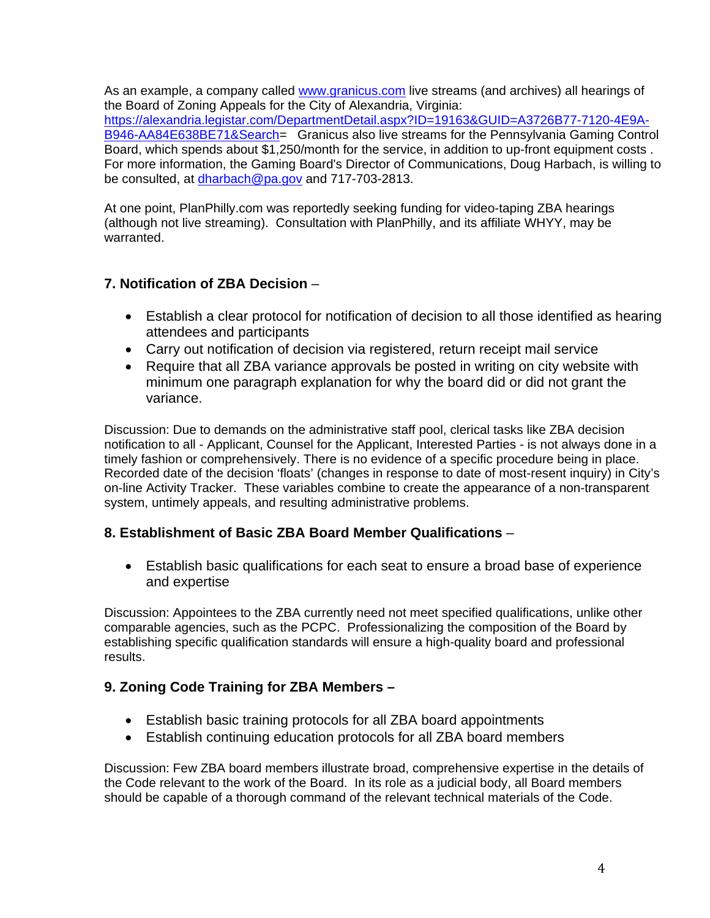As an example, a company called [www.granicus.com](http://www.granicus.com) live streams (and archives) all hearings of the Board of Zoning Appeals for the City of Alexandria, Virginia: [https://alexandria.legistar.com/DepartmentDetail.aspx?ID=19163&GUID=A3726B77-7120-4E9A-B946-AA84E638BE71&Search](https://alexandria.legistar.com/DepartmentDetail.aspx?ID=19163&GUID=A3726B77-7120-4E9A-B946-AA84E638BE71&Search)= Granicus also live streams for the Pennsylvania Gaming Control Board, which spends about $1,250/month for the service, in addition to up-front equipment costs . For more information, the Gaming Board's Director of Communications, Doug Harbach, is willing to be consulted, at [dharbach@pa.gov](mailto:dharbach@pa.gov) and 717-703-2813.

At one point, PlanPhilly.com was reportedly seeking funding for video-taping ZBA hearings (although not live streaming). Consultation with PlanPhilly, and its affiliate WHYY, may be warranted.

### 7. Notification of ZBA Decision –

- Establish a clear protocol for notification of decision to all those identified as hearing attendees and participants
- Carry out notification of decision via registered, return receipt mail service
- Require that all ZBA variance approvals be posted in writing on city website with minimum one paragraph explanation for why the board did or did not grant the variance.

Discussion: Due to demands on the administrative staff pool, clerical tasks like ZBA decision notification to all - Applicant, Counsel for the Applicant, Interested Parties - is not always done in a timely fashion or comprehensively. There is no evidence of a specific procedure being in place. Recorded date of the decision 'floats' (changes in response to date of most-resent inquiry) in City's on-line Activity Tracker. These variables combine to create the appearance of a non-transparent system, untimely appeals, and resulting administrative problems.

### 8. Establishment of Basic ZBA Board Member Qualifications –

- Establish basic qualifications for each seat to ensure a broad base of experience and expertise

Discussion: Appointees to the ZBA currently need not meet specified qualifications, unlike other comparable agencies, such as the PCPC. Professionalizing the composition of the Board by establishing specific qualification standards will ensure a high-quality board and professional results.

### 9. Zoning Code Training for ZBA Members –

- Establish basic training protocols for all ZBA board appointments
- Establish continuing education protocols for all ZBA board members

Discussion: Few ZBA board members illustrate broad, comprehensive expertise in the details of the Code relevant to the work of the Board. In its role as a judicial body, all Board members should be capable of a thorough command of the relevant technical materials of the Code.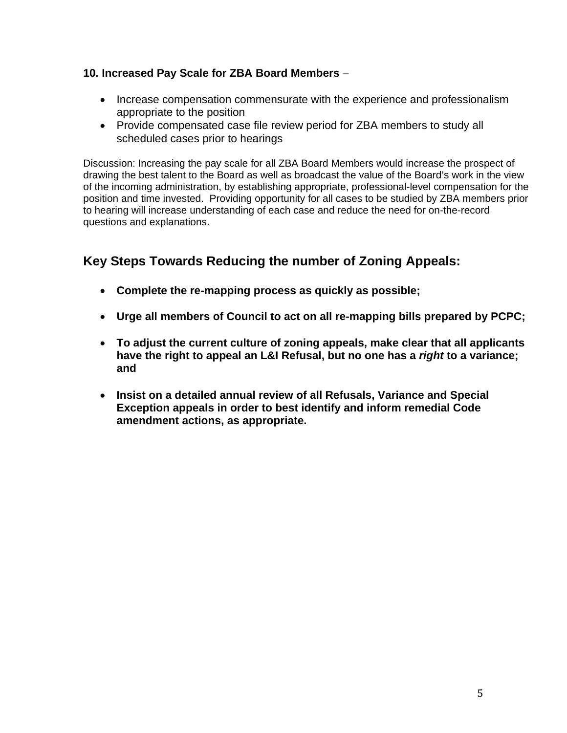**10. Increased Pay Scale for ZBA Board Members** –

- Increase compensation commensurate with the experience and professionalism appropriate to the position
- Provide compensated case file review period for ZBA members to study all scheduled cases prior to hearings

Discussion: Increasing the pay scale for all ZBA Board Members would increase the prospect of drawing the best talent to the Board as well as broadcast the value of the Board's work in the view of the incoming administration, by establishing appropriate, professional-level compensation for the position and time invested. Providing opportunity for all cases to be studied by ZBA members prior to hearing will increase understanding of each case and reduce the need for on-the-record questions and explanations.

## Key Steps Towards Reducing the number of Zoning Appeals:

- **Complete the re-mapping process as quickly as possible;**
- **Urge all members of Council to act on all re-mapping bills prepared by PCPC;**
- **To adjust the current culture of zoning appeals, make clear that all applicants have the right to appeal an L&I Refusal, but no one has a *right* to a variance; and**
- **Insist on a detailed annual review of all Refusals, Variance and Special Exception appeals in order to best identify and inform remedial Code amendment actions, as appropriate.**